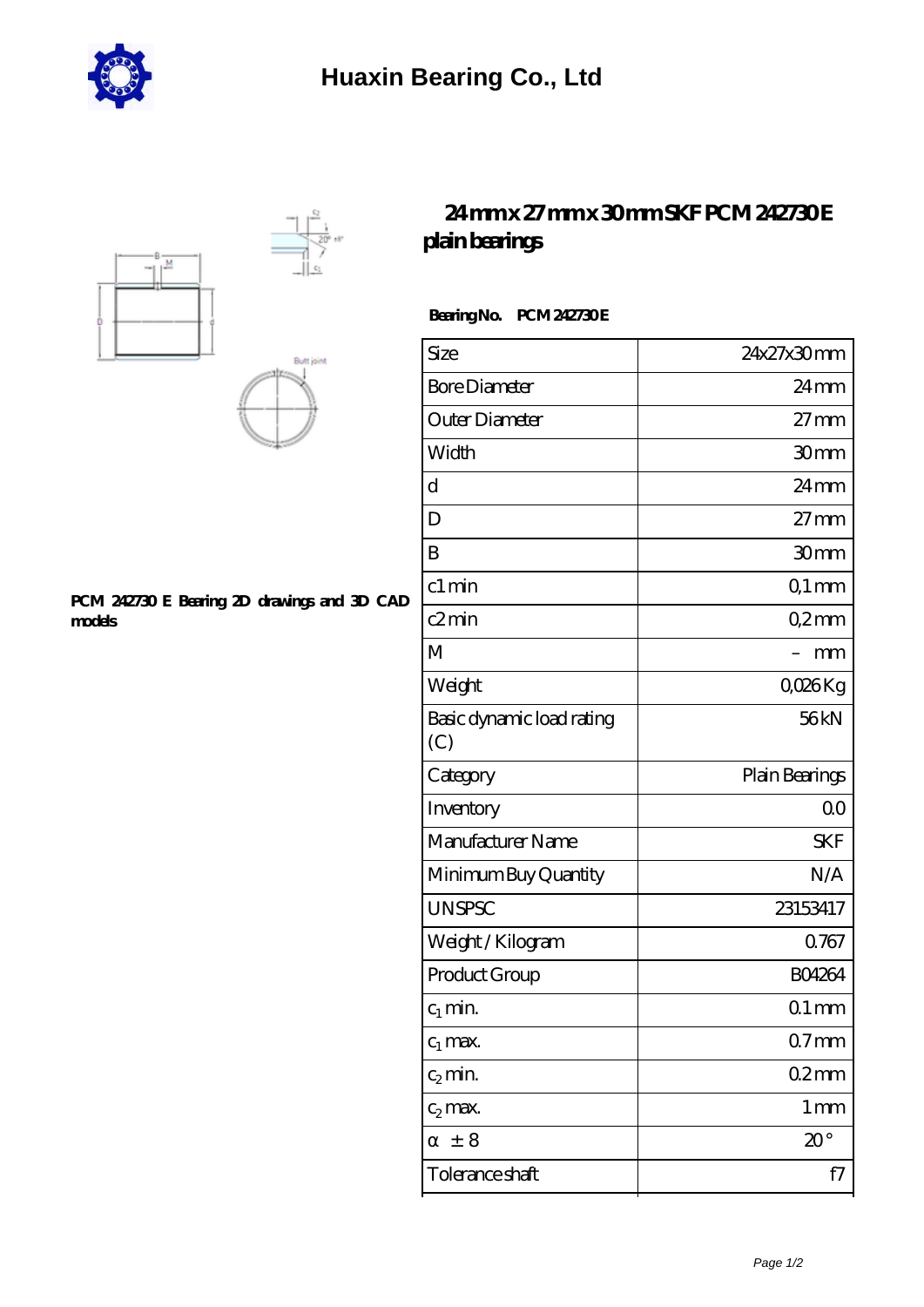# Huaxin Bearing Co., Ltd

## 24 mm x 27 mm x 30 mm SKF PCM 242730 E plain bearings

**PCM 242730 E Bearing 2D drawings and 3D CAD models**

**Bearing No.** **PCM 242730 E**

| | |
|---|---|
| Size | 24x27x30 mm |
| Bore Diameter | 24 mm |
| Outer Diameter | 27 mm |
| Width | 30 mm |
| d | 24 mm |
| D | 27 mm |
| B | 30 mm |
| c1 min | 0,1 mm |
| c2 min | 0,2 mm |
| M | – mm |
| Weight | 0,026 Kg |
| Basic dynamic load rating (C) | 56 kN |
| Category | Plain Bearings |
| Inventory | 0.0 |
| Manufacturer Name | SKF |
| Minimum Buy Quantity | N/A |
| UNSPSC | 23153417 |
| Weight / Kilogram | 0.767 |
| Product Group | B04264 |
| $c_1$ min. | 0.1 mm |
| $c_1$ max. | 0.7 mm |
| $c_2$ min. | 0.2 mm |
| $c_2$ max. | 1 mm |
| α ± 8 | 20 ° |
| Tolerance shaft | f7 |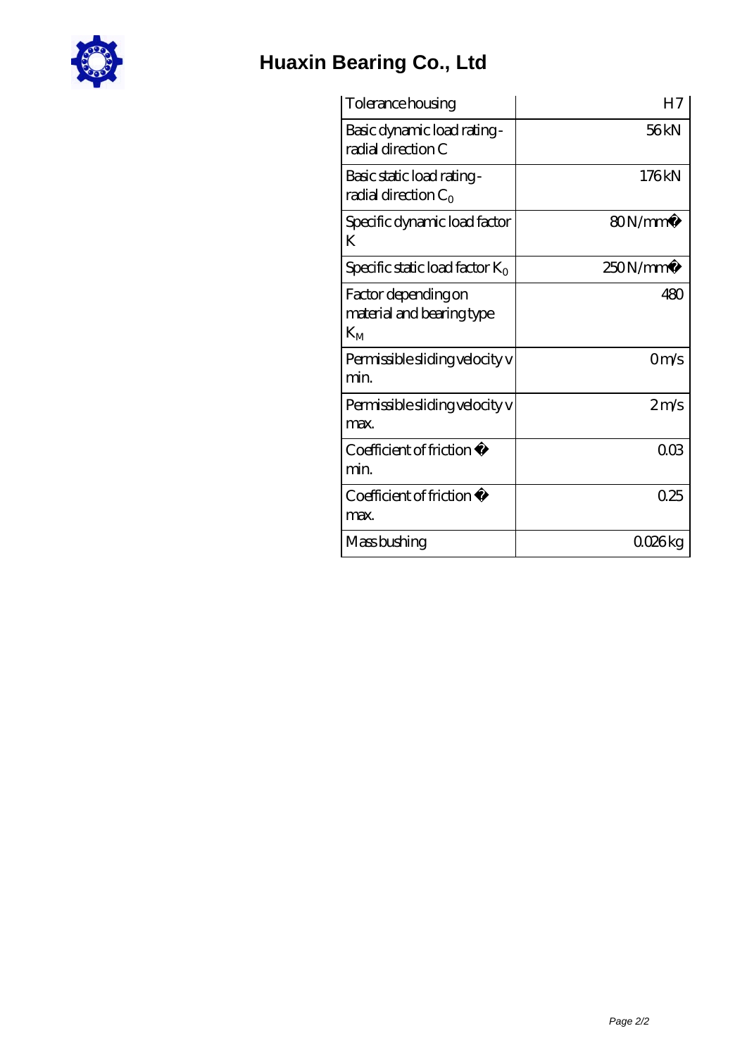# Huaxin Bearing Co., Ltd

| | |
|---|---|
| Tolerance housing | H7 |
| Basic dynamic load rating - radial direction C | 56 kN |
| Basic static load rating - radial direction $C_0$ | 176 kN |
| Specific dynamic load factor K | 80 N/mm� |
| Specific static load factor $K_0$ | 250 N/mm� |
| Factor depending on material and bearing type $K_M$ | 480 |
| Permissible sliding velocity v min. | 0 m/s |
| Permissible sliding velocity v max. | 2 m/s |
| Coefficient of friction � min. | 0.03 |
| Coefficient of friction � max. | 0.25 |
| Mass bushing | 0.026 kg |